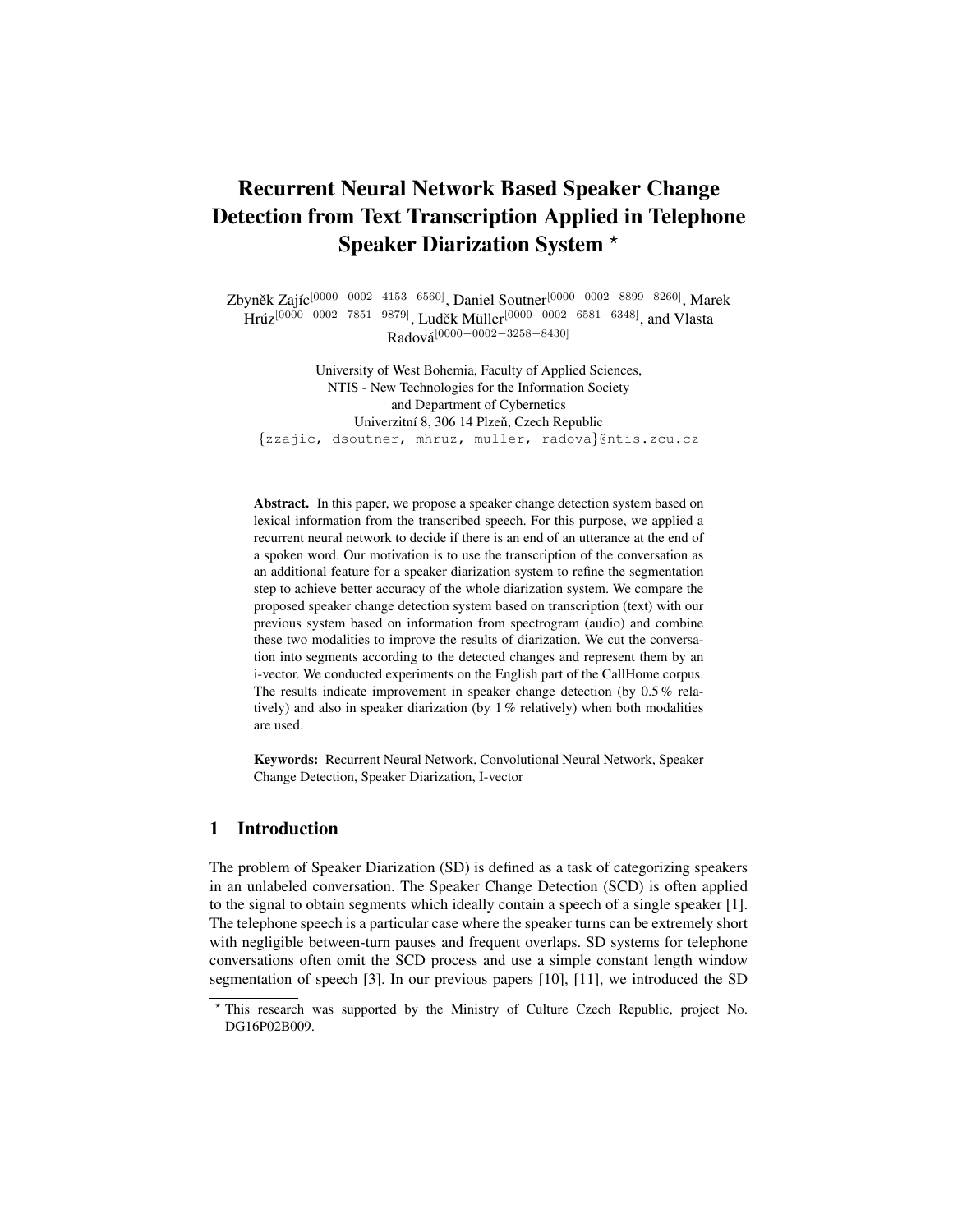# Recurrent Neural Network Based Speaker Change Detection from Text Transcription Applied in Telephone Speaker Diarization System *

Zbyněk Zajíc[0000−0002−4153−6560], Daniel Soutner[0000−0002−8899−8260], Marek Hrúz[0000−0002−7851−9879], Luděk Müller[0000−0002−6581−6348], and Vlasta Radová[0000−0002−3258−8430]

University of West Bohemia, Faculty of Applied Sciences,
NTIS - New Technologies for the Information Society
and Department of Cybernetics
Univerzitní 8, 306 14 Plzeň, Czech Republic
{zzajic, dsoutner, mhruz, muller, radova}@ntis.zcu.cz

**Abstract.** In this paper, we propose a speaker change detection system based on lexical information from the transcribed speech. For this purpose, we applied a recurrent neural network to decide if there is an end of an utterance at the end of a spoken word. Our motivation is to use the transcription of the conversation as an additional feature for a speaker diarization system to refine the segmentation step to achieve better accuracy of the whole diarization system. We compare the proposed speaker change detection system based on transcription (text) with our previous system based on information from spectrogram (audio) and combine these two modalities to improve the results of diarization. We cut the conversation into segments according to the detected changes and represent them by an i-vector. We conducted experiments on the English part of the CallHome corpus. The results indicate improvement in speaker change detection (by 0.5 % relatively) and also in speaker diarization (by 1 % relatively) when both modalities are used.

**Keywords:** Recurrent Neural Network, Convolutional Neural Network, Speaker Change Detection, Speaker Diarization, I-vector

## 1 Introduction

The problem of Speaker Diarization (SD) is defined as a task of categorizing speakers in an unlabeled conversation. The Speaker Change Detection (SCD) is often applied to the signal to obtain segments which ideally contain a speech of a single speaker [1]. The telephone speech is a particular case where the speaker turns can be extremely short with negligible between-turn pauses and frequent overlaps. SD systems for telephone conversations often omit the SCD process and use a simple constant length window segmentation of speech [3]. In our previous papers [10], [11], we introduced the SD

* This research was supported by the Ministry of Culture Czech Republic, project No. DG16P02B009.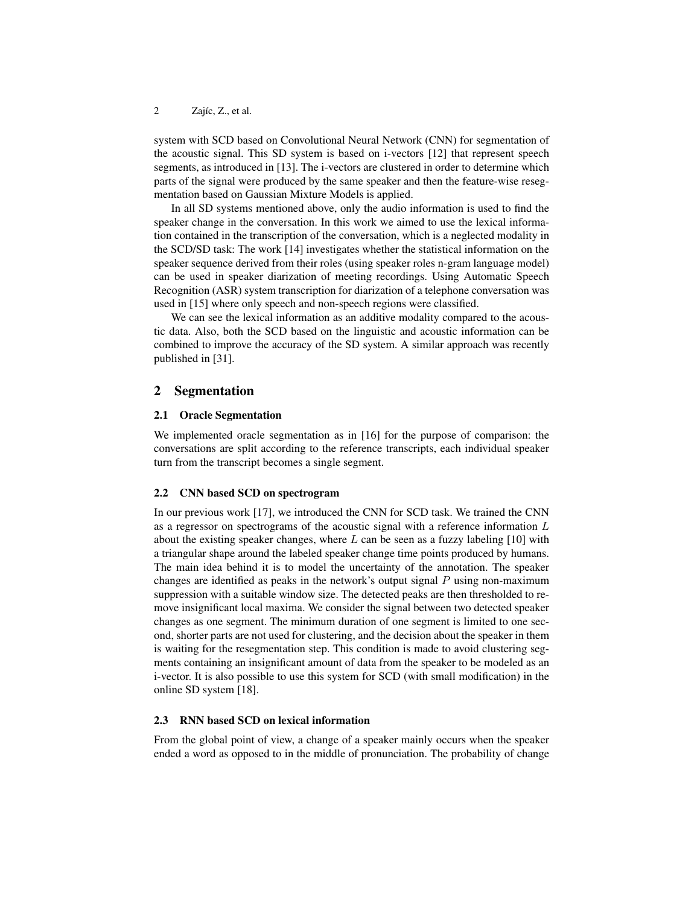system with SCD based on Convolutional Neural Network (CNN) for segmentation of the acoustic signal. This SD system is based on i-vectors [12] that represent speech segments, as introduced in [13]. The i-vectors are clustered in order to determine which parts of the signal were produced by the same speaker and then the feature-wise resegmentation based on Gaussian Mixture Models is applied.

In all SD systems mentioned above, only the audio information is used to find the speaker change in the conversation. In this work we aimed to use the lexical information contained in the transcription of the conversation, which is a neglected modality in the SCD/SD task: The work [14] investigates whether the statistical information on the speaker sequence derived from their roles (using speaker roles n-gram language model) can be used in speaker diarization of meeting recordings. Using Automatic Speech Recognition (ASR) system transcription for diarization of a telephone conversation was used in [15] where only speech and non-speech regions were classified.

We can see the lexical information as an additive modality compared to the acoustic data. Also, both the SCD based on the linguistic and acoustic information can be combined to improve the accuracy of the SD system. A similar approach was recently published in [31].

## 2 Segmentation

### 2.1 Oracle Segmentation

We implemented oracle segmentation as in [16] for the purpose of comparison: the conversations are split according to the reference transcripts, each individual speaker turn from the transcript becomes a single segment.

### 2.2 CNN based SCD on spectrogram

In our previous work [17], we introduced the CNN for SCD task. We trained the CNN as a regressor on spectrograms of the acoustic signal with a reference information $L$ about the existing speaker changes, where $L$ can be seen as a fuzzy labeling [10] with a triangular shape around the labeled speaker change time points produced by humans. The main idea behind it is to model the uncertainty of the annotation. The speaker changes are identified as peaks in the network's output signal $P$ using non-maximum suppression with a suitable window size. The detected peaks are then thresholded to remove insignificant local maxima. We consider the signal between two detected speaker changes as one segment. The minimum duration of one segment is limited to one second, shorter parts are not used for clustering, and the decision about the speaker in them is waiting for the resegmentation step. This condition is made to avoid clustering segments containing an insignificant amount of data from the speaker to be modeled as an i-vector. It is also possible to use this system for SCD (with small modification) in the online SD system [18].

### 2.3 RNN based SCD on lexical information

From the global point of view, a change of a speaker mainly occurs when the speaker ended a word as opposed to in the middle of pronunciation. The probability of change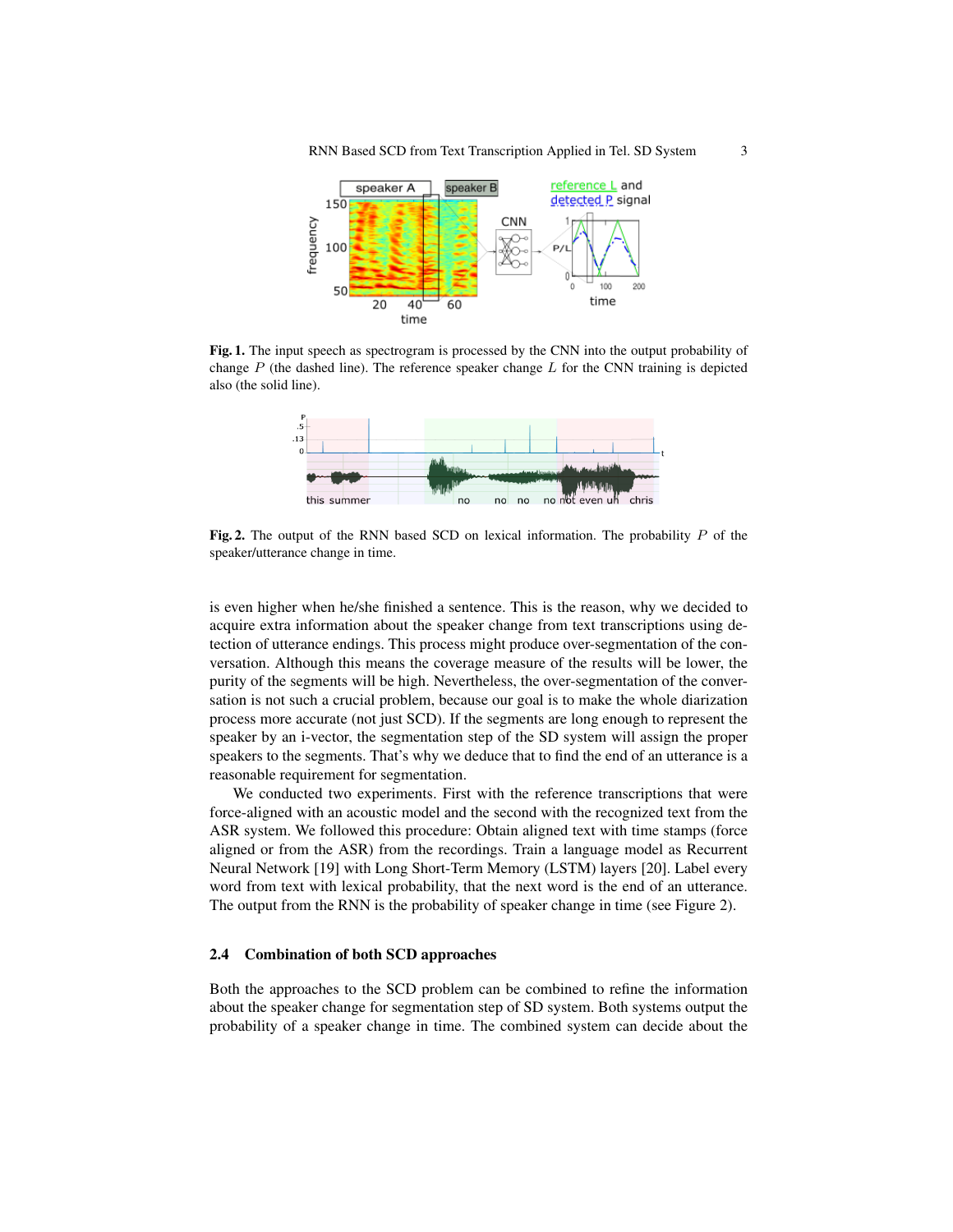speaker A
speaker B
150
100
50
frequency
20
40
60
time
CNN
reference L and
detected P signal
1
P/L
0
0
100
200
time

**Fig. 1.** The input speech as spectrogram is processed by the CNN into the output probability of change $P$ (the dashed line). The reference speaker change $L$ for the CNN training is depicted also (the solid line).

P
.5
.13
0
t
this summer
no
no
no
no not even uh
chris

**Fig. 2.** The output of the RNN based SCD on lexical information. The probability $P$ of the speaker/utterance change in time.

is even higher when he/she finished a sentence. This is the reason, why we decided to acquire extra information about the speaker change from text transcriptions using detection of utterance endings. This process might produce over-segmentation of the conversation. Although this means the coverage measure of the results will be lower, the purity of the segments will be high. Nevertheless, the over-segmentation of the conversation is not such a crucial problem, because our goal is to make the whole diarization process more accurate (not just SCD). If the segments are long enough to represent the speaker by an i-vector, the segmentation step of the SD system will assign the proper speakers to the segments. That's why we deduce that to find the end of an utterance is a reasonable requirement for segmentation.

We conducted two experiments. First with the reference transcriptions that were force-aligned with an acoustic model and the second with the recognized text from the ASR system. We followed this procedure: Obtain aligned text with time stamps (force aligned or from the ASR) from the recordings. Train a language model as Recurrent Neural Network [19] with Long Short-Term Memory (LSTM) layers [20]. Label every word from text with lexical probability, that the next word is the end of an utterance. The output from the RNN is the probability of speaker change in time (see Figure 2).

### 2.4 Combination of both SCD approaches

Both the approaches to the SCD problem can be combined to refine the information about the speaker change for segmentation step of SD system. Both systems output the probability of a speaker change in time. The combined system can decide about the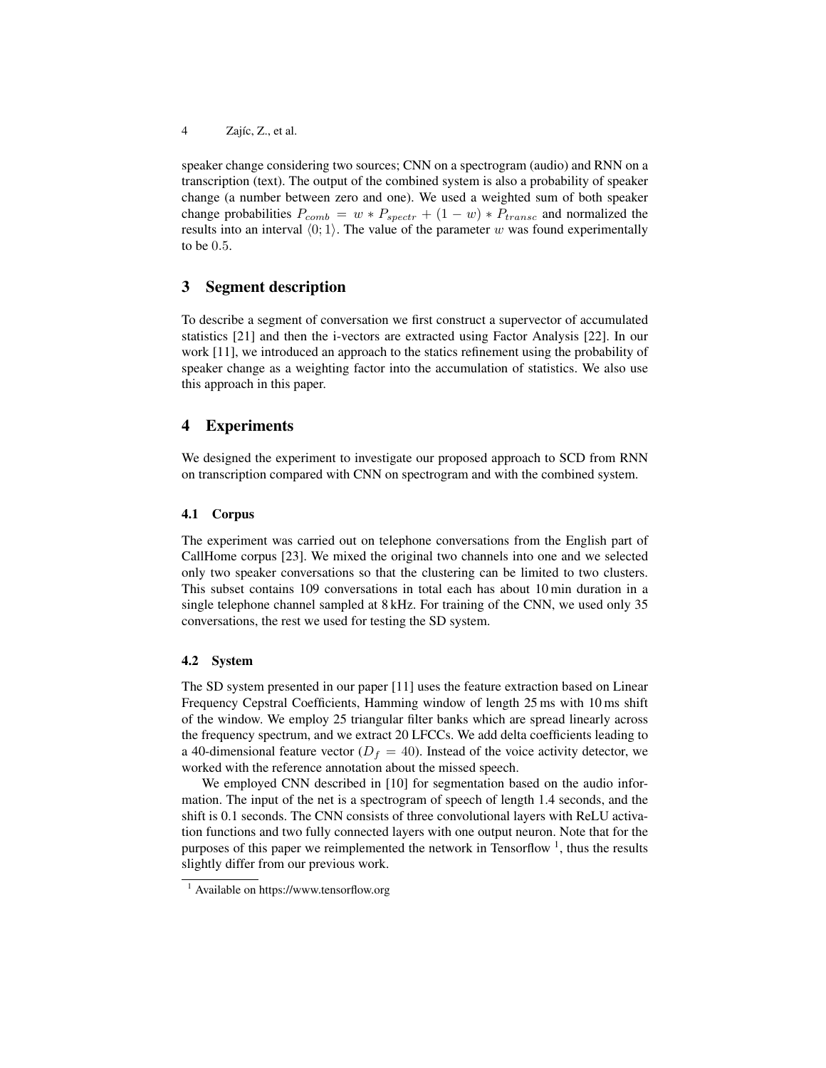speaker change considering two sources; CNN on a spectrogram (audio) and RNN on a transcription (text). The output of the combined system is also a probability of speaker change (a number between zero and one). We used a weighted sum of both speaker change probabilities $P_{comb} = w * P_{spectr} + (1 - w) * P_{transc}$ and normalized the results into an interval $\langle 0; 1 \rangle$. The value of the parameter $w$ was found experimentally to be $0.5$.

## 3 Segment description

To describe a segment of conversation we first construct a supervector of accumulated statistics [21] and then the i-vectors are extracted using Factor Analysis [22]. In our work [11], we introduced an approach to the statics refinement using the probability of speaker change as a weighting factor into the accumulation of statistics. We also use this approach in this paper.

## 4 Experiments

We designed the experiment to investigate our proposed approach to SCD from RNN on transcription compared with CNN on spectrogram and with the combined system.

### 4.1 Corpus

The experiment was carried out on telephone conversations from the English part of CallHome corpus [23]. We mixed the original two channels into one and we selected only two speaker conversations so that the clustering can be limited to two clusters. This subset contains 109 conversations in total each has about 10 min duration in a single telephone channel sampled at 8 kHz. For training of the CNN, we used only 35 conversations, the rest we used for testing the SD system.

### 4.2 System

The SD system presented in our paper [11] uses the feature extraction based on Linear Frequency Cepstral Coefficients, Hamming window of length 25 ms with 10 ms shift of the window. We employ 25 triangular filter banks which are spread linearly across the frequency spectrum, and we extract 20 LFCCs. We add delta coefficients leading to a 40-dimensional feature vector ($D_f = 40$). Instead of the voice activity detector, we worked with the reference annotation about the missed speech.

We employed CNN described in [10] for segmentation based on the audio information. The input of the net is a spectrogram of speech of length 1.4 seconds, and the shift is 0.1 seconds. The CNN consists of three convolutional layers with ReLU activation functions and two fully connected layers with one output neuron. Note that for the purposes of this paper we reimplemented the network in Tensorflow [1], thus the results slightly differ from our previous work.

[1] Available on https://www.tensorflow.org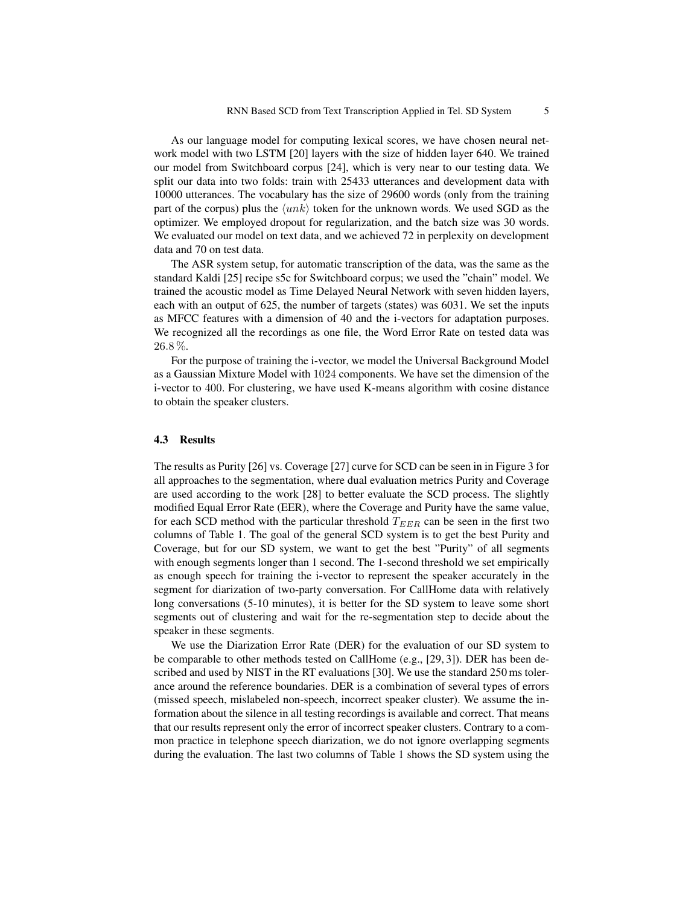As our language model for computing lexical scores, we have chosen neural network model with two LSTM [20] layers with the size of hidden layer 640. We trained our model from Switchboard corpus [24], which is very near to our testing data. We split our data into two folds: train with 25433 utterances and development data with 10000 utterances. The vocabulary has the size of 29600 words (only from the training part of the corpus) plus the $\langle unk \rangle$ token for the unknown words. We used SGD as the optimizer. We employed dropout for regularization, and the batch size was 30 words. We evaluated our model on text data, and we achieved 72 in perplexity on development data and 70 on test data.

The ASR system setup, for automatic transcription of the data, was the same as the standard Kaldi [25] recipe s5c for Switchboard corpus; we used the "chain" model. We trained the acoustic model as Time Delayed Neural Network with seven hidden layers, each with an output of 625, the number of targets (states) was 6031. We set the inputs as MFCC features with a dimension of 40 and the i-vectors for adaptation purposes. We recognized all the recordings as one file, the Word Error Rate on tested data was $26.8\,\%$.

For the purpose of training the i-vector, we model the Universal Background Model as a Gaussian Mixture Model with $1024$ components. We have set the dimension of the i-vector to $400$. For clustering, we have used K-means algorithm with cosine distance to obtain the speaker clusters.

### 4.3 Results

The results as Purity [26] vs. Coverage [27] curve for SCD can be seen in in Figure 3 for all approaches to the segmentation, where dual evaluation metrics Purity and Coverage are used according to the work [28] to better evaluate the SCD process. The slightly modified Equal Error Rate (EER), where the Coverage and Purity have the same value, for each SCD method with the particular threshold $T_{EER}$ can be seen in the first two columns of Table 1. The goal of the general SCD system is to get the best Purity and Coverage, but for our SD system, we want to get the best "Purity" of all segments with enough segments longer than 1 second. The 1-second threshold we set empirically as enough speech for training the i-vector to represent the speaker accurately in the segment for diarization of two-party conversation. For CallHome data with relatively long conversations (5-10 minutes), it is better for the SD system to leave some short segments out of clustering and wait for the re-segmentation step to decide about the speaker in these segments.

We use the Diarization Error Rate (DER) for the evaluation of our SD system to be comparable to other methods tested on CallHome (e.g., [29, 3]). DER has been described and used by NIST in the RT evaluations [30]. We use the standard 250 ms tolerance around the reference boundaries. DER is a combination of several types of errors (missed speech, mislabeled non-speech, incorrect speaker cluster). We assume the information about the silence in all testing recordings is available and correct. That means that our results represent only the error of incorrect speaker clusters. Contrary to a common practice in telephone speech diarization, we do not ignore overlapping segments during the evaluation. The last two columns of Table 1 shows the SD system using the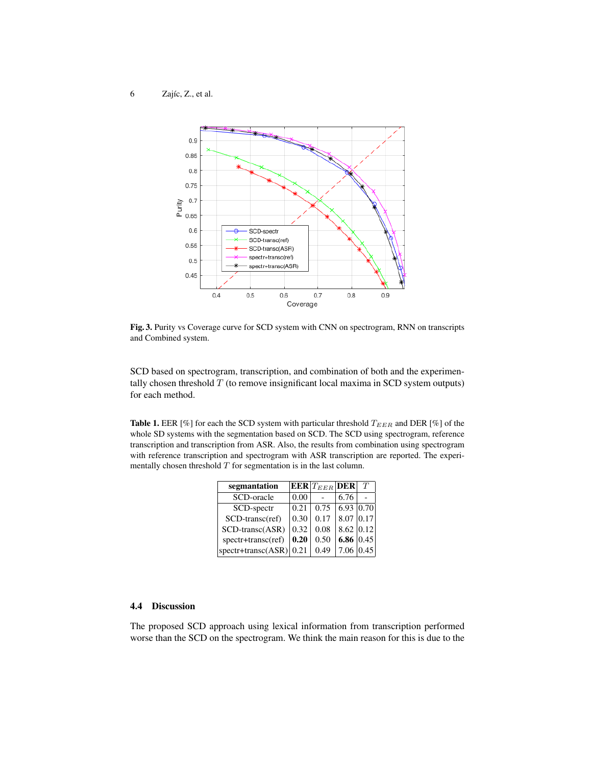**Fig. 3.** Purity vs Coverage curve for SCD system with CNN on spectrogram, RNN on transcripts and Combined system.

SCD based on spectrogram, transcription, and combination of both and the experimentally chosen threshold $T$ (to remove insignificant local maxima in SCD system outputs) for each method.

**Table 1.** EER [%] for each the SCD system with particular threshold $T_{EER}$ and DER [%] of the whole SD systems with the segmentation based on SCD. The SCD using spectrogram, reference transcription and transcription from ASR. Also, the results from combination using spectrogram with reference transcription and spectrogram with ASR transcription are reported. The experimentally chosen threshold $T$ for segmentation is in the last column.

| segmantation | EER | $T_{EER}$ | DER | $T$ |
|---|---|---|---|---|
| SCD-oracle | 0.00 | - | 6.76 | - |
| SCD-spectr | 0.21 | 0.75 | 6.93 | 0.70 |
| SCD-transc(ref) | 0.30 | 0.17 | 8.07 | 0.17 |
| SCD-transc(ASR) | 0.32 | 0.08 | 8.62 | 0.12 |
| spectr+transc(ref) | **0.20** | 0.50 | **6.86** | 0.45 |
| spectr+transc(ASR) | 0.21 | 0.49 | 7.06 | 0.45 |

### 4.4 Discussion

The proposed SCD approach using lexical information from transcription performed worse than the SCD on the spectrogram. We think the main reason for this is due to the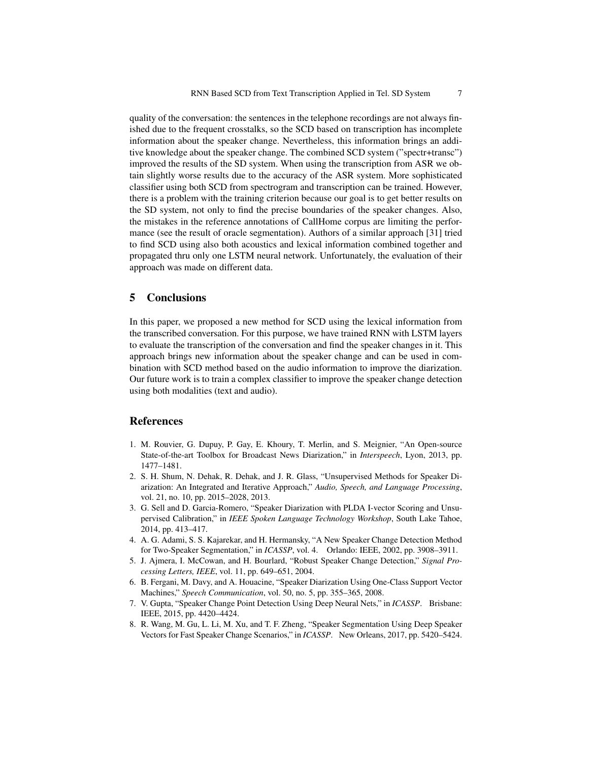quality of the conversation: the sentences in the telephone recordings are not always finished due to the frequent crosstalks, so the SCD based on transcription has incomplete information about the speaker change. Nevertheless, this information brings an additive knowledge about the speaker change. The combined SCD system ("spectr+transc") improved the results of the SD system. When using the transcription from ASR we obtain slightly worse results due to the accuracy of the ASR system. More sophisticated classifier using both SCD from spectrogram and transcription can be trained. However, there is a problem with the training criterion because our goal is to get better results on the SD system, not only to find the precise boundaries of the speaker changes. Also, the mistakes in the reference annotations of CallHome corpus are limiting the performance (see the result of oracle segmentation). Authors of a similar approach [31] tried to find SCD using also both acoustics and lexical information combined together and propagated thru only one LSTM neural network. Unfortunately, the evaluation of their approach was made on different data.

## 5 Conclusions

In this paper, we proposed a new method for SCD using the lexical information from the transcribed conversation. For this purpose, we have trained RNN with LSTM layers to evaluate the transcription of the conversation and find the speaker changes in it. This approach brings new information about the speaker change and can be used in combination with SCD method based on the audio information to improve the diarization. Our future work is to train a complex classifier to improve the speaker change detection using both modalities (text and audio).

## References

1. M. Rouvier, G. Dupuy, P. Gay, E. Khoury, T. Merlin, and S. Meignier, "An Open-source State-of-the-art Toolbox for Broadcast News Diarization," in *Interspeech*, Lyon, 2013, pp. 1477–1481.
2. S. H. Shum, N. Dehak, R. Dehak, and J. R. Glass, "Unsupervised Methods for Speaker Diarization: An Integrated and Iterative Approach," *Audio, Speech, and Language Processing*, vol. 21, no. 10, pp. 2015–2028, 2013.
3. G. Sell and D. Garcia-Romero, "Speaker Diarization with PLDA I-vector Scoring and Unsupervised Calibration," in *IEEE Spoken Language Technology Workshop*, South Lake Tahoe, 2014, pp. 413–417.
4. A. G. Adami, S. S. Kajarekar, and H. Hermansky, "A New Speaker Change Detection Method for Two-Speaker Segmentation," in *ICASSP*, vol. 4. Orlando: IEEE, 2002, pp. 3908–3911.
5. J. Ajmera, I. McCowan, and H. Bourlard, "Robust Speaker Change Detection," *Signal Processing Letters, IEEE*, vol. 11, pp. 649–651, 2004.
6. B. Fergani, M. Davy, and A. Houacine, "Speaker Diarization Using One-Class Support Vector Machines," *Speech Communication*, vol. 50, no. 5, pp. 355–365, 2008.
7. V. Gupta, "Speaker Change Point Detection Using Deep Neural Nets," in *ICASSP*. Brisbane: IEEE, 2015, pp. 4420–4424.
8. R. Wang, M. Gu, L. Li, M. Xu, and T. F. Zheng, "Speaker Segmentation Using Deep Speaker Vectors for Fast Speaker Change Scenarios," in *ICASSP*. New Orleans, 2017, pp. 5420–5424.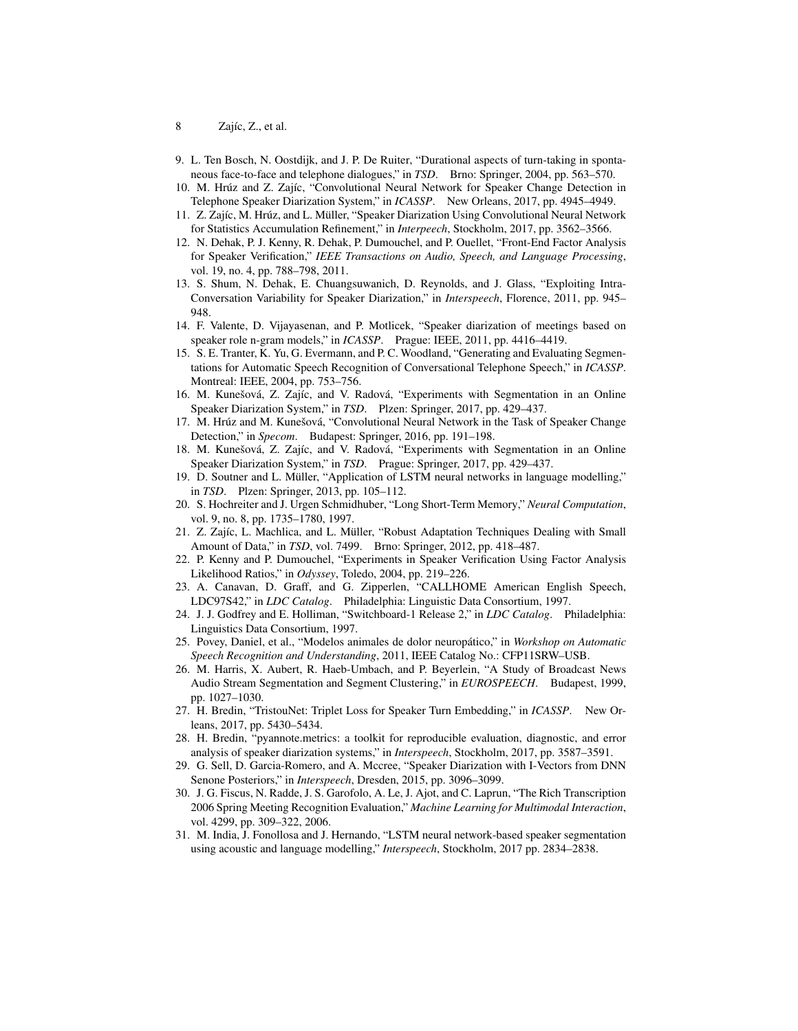9. L. Ten Bosch, N. Oostdijk, and J. P. De Ruiter, "Durational aspects of turn-taking in spontaneous face-to-face and telephone dialogues," in *TSD*. Brno: Springer, 2004, pp. 563–570.
10. M. Hrúz and Z. Zajíc, "Convolutional Neural Network for Speaker Change Detection in Telephone Speaker Diarization System," in *ICASSP*. New Orleans, 2017, pp. 4945–4949.
11. Z. Zajíc, M. Hrúz, and L. Müller, "Speaker Diarization Using Convolutional Neural Network for Statistics Accumulation Refinement," in *Interpeech*, Stockholm, 2017, pp. 3562–3566.
12. N. Dehak, P. J. Kenny, R. Dehak, P. Dumouchel, and P. Ouellet, "Front-End Factor Analysis for Speaker Verification," *IEEE Transactions on Audio, Speech, and Language Processing*, vol. 19, no. 4, pp. 788–798, 2011.
13. S. Shum, N. Dehak, E. Chuangsuwanich, D. Reynolds, and J. Glass, "Exploiting Intra-Conversation Variability for Speaker Diarization," in *Interspeech*, Florence, 2011, pp. 945–948.
14. F. Valente, D. Vijayasenan, and P. Motlicek, "Speaker diarization of meetings based on speaker role n-gram models," in *ICASSP*. Prague: IEEE, 2011, pp. 4416–4419.
15. S. E. Tranter, K. Yu, G. Evermann, and P. C. Woodland, "Generating and Evaluating Segmentations for Automatic Speech Recognition of Conversational Telephone Speech," in *ICASSP*. Montreal: IEEE, 2004, pp. 753–756.
16. M. Kunešová, Z. Zajíc, and V. Radová, "Experiments with Segmentation in an Online Speaker Diarization System," in *TSD*. Plzen: Springer, 2017, pp. 429–437.
17. M. Hrúz and M. Kunešová, "Convolutional Neural Network in the Task of Speaker Change Detection," in *Specom*. Budapest: Springer, 2016, pp. 191–198.
18. M. Kunešová, Z. Zajíc, and V. Radová, "Experiments with Segmentation in an Online Speaker Diarization System," in *TSD*. Prague: Springer, 2017, pp. 429–437.
19. D. Soutner and L. Müller, "Application of LSTM neural networks in language modelling," in *TSD*. Plzen: Springer, 2013, pp. 105–112.
20. S. Hochreiter and J. Urgen Schmidhuber, "Long Short-Term Memory," *Neural Computation*, vol. 9, no. 8, pp. 1735–1780, 1997.
21. Z. Zajíc, L. Machlica, and L. Müller, "Robust Adaptation Techniques Dealing with Small Amount of Data," in *TSD*, vol. 7499. Brno: Springer, 2012, pp. 418–487.
22. P. Kenny and P. Dumouchel, "Experiments in Speaker Verification Using Factor Analysis Likelihood Ratios," in *Odyssey*, Toledo, 2004, pp. 219–226.
23. A. Canavan, D. Graff, and G. Zipperlen, "CALLHOME American English Speech, LDC97S42," in *LDC Catalog*. Philadelphia: Linguistic Data Consortium, 1997.
24. J. J. Godfrey and E. Holliman, "Switchboard-1 Release 2," in *LDC Catalog*. Philadelphia: Linguistics Data Consortium, 1997.
25. Povey, Daniel, et al., "Modelos animales de dolor neuropático," in *Workshop on Automatic Speech Recognition and Understanding*, 2011, IEEE Catalog No.: CFP11SRW–USB.
26. M. Harris, X. Aubert, R. Haeb-Umbach, and P. Beyerlein, "A Study of Broadcast News Audio Stream Segmentation and Segment Clustering," in *EUROSPEECH*. Budapest, 1999, pp. 1027–1030.
27. H. Bredin, "TristouNet: Triplet Loss for Speaker Turn Embedding," in *ICASSP*. New Orleans, 2017, pp. 5430–5434.
28. H. Bredin, "pyannote.metrics: a toolkit for reproducible evaluation, diagnostic, and error analysis of speaker diarization systems," in *Interspeech*, Stockholm, 2017, pp. 3587–3591.
29. G. Sell, D. Garcia-Romero, and A. Mccree, "Speaker Diarization with I-Vectors from DNN Senone Posteriors," in *Interspeech*, Dresden, 2015, pp. 3096–3099.
30. J. G. Fiscus, N. Radde, J. S. Garofolo, A. Le, J. Ajot, and C. Laprun, "The Rich Transcription 2006 Spring Meeting Recognition Evaluation," *Machine Learning for Multimodal Interaction*, vol. 4299, pp. 309–322, 2006.
31. M. India, J. Fonollosa and J. Hernando, "LSTM neural network-based speaker segmentation using acoustic and language modelling," *Interspeech*, Stockholm, 2017 pp. 2834–2838.